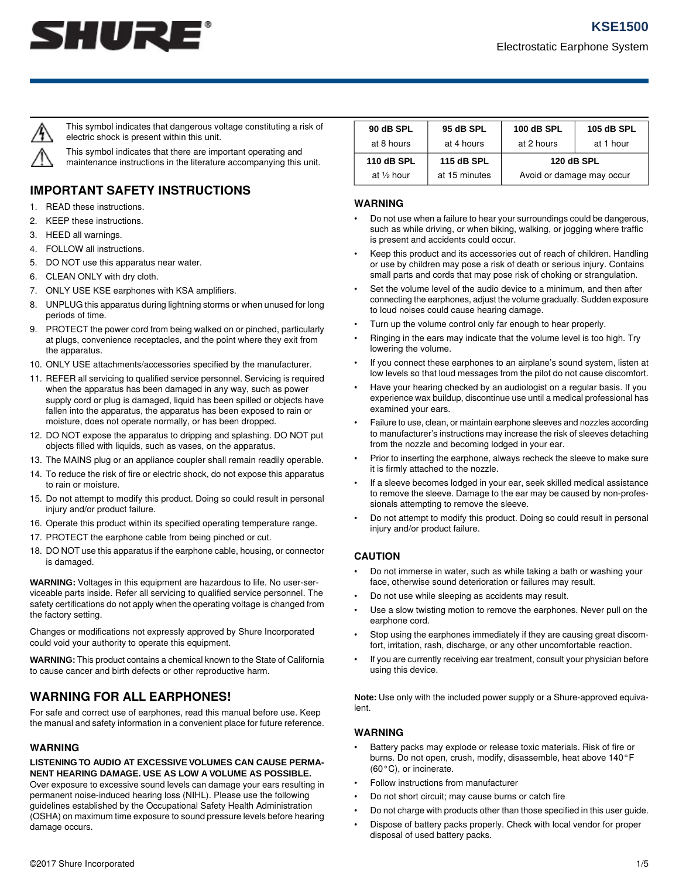# KSE1500

Electrostatic Earphone System

This symbol indicates that dangerous voltage constituting a risk of electric shock is present within this unit.

This symbol indicates that there are important operating and maintenance instructions in the literature accompanying this unit.

## IMPORTANT SAFETY INSTRUCTIONS

1. READ these instructions.
2. KEEP these instructions.
3. HEED all warnings.
4. FOLLOW all instructions.
5. DO NOT use this apparatus near water.
6. CLEAN ONLY with dry cloth.
7. ONLY USE KSE earphones with KSA amplifiers.
8. UNPLUG this apparatus during lightning storms or when unused for long periods of time.
9. PROTECT the power cord from being walked on or pinched, particularly at plugs, convenience receptacles, and the point where they exit from the apparatus.
10. ONLY USE attachments/accessories specified by the manufacturer.
11. REFER all servicing to qualified service personnel. Servicing is required when the apparatus has been damaged in any way, such as power supply cord or plug is damaged, liquid has been spilled or objects have fallen into the apparatus, the apparatus has been exposed to rain or moisture, does not operate normally, or has been dropped.
12. DO NOT expose the apparatus to dripping and splashing. DO NOT put objects filled with liquids, such as vases, on the apparatus.
13. The MAINS plug or an appliance coupler shall remain readily operable.
14. To reduce the risk of fire or electric shock, do not expose this apparatus to rain or moisture.
15. Do not attempt to modify this product. Doing so could result in personal injury and/or product failure.
16. Operate this product within its specified operating temperature range.
17. PROTECT the earphone cable from being pinched or cut.
18. DO NOT use this apparatus if the earphone cable, housing, or connector is damaged.

**WARNING:** Voltages in this equipment are hazardous to life. No user-serviceable parts inside. Refer all servicing to qualified service personnel. The safety certifications do not apply when the operating voltage is changed from the factory setting.

Changes or modifications not expressly approved by Shure Incorporated could void your authority to operate this equipment.

**WARNING:** This product contains a chemical known to the State of California to cause cancer and birth defects or other reproductive harm.

## WARNING FOR ALL EARPHONES!

For safe and correct use of earphones, read this manual before use. Keep the manual and safety information in a convenient place for future reference.

### WARNING

**LISTENING TO AUDIO AT EXCESSIVE VOLUMES CAN CAUSE PERMANENT HEARING DAMAGE. USE AS LOW A VOLUME AS POSSIBLE.**
Over exposure to excessive sound levels can damage your ears resulting in permanent noise-induced hearing loss (NIHL). Please use the following guidelines established by the Occupational Safety Health Administration (OSHA) on maximum time exposure to sound pressure levels before hearing damage occurs.

| 90 dB SPL | 95 dB SPL | 100 dB SPL | 105 dB SPL |
|---|---|---|---|
| at 8 hours | at 4 hours | at 2 hours | at 1 hour |
| **110 dB SPL** | **115 dB SPL** | **120 dB SPL** | |
| at ½ hour | at 15 minutes | Avoid or damage may occur | |

### WARNING

- Do not use when a failure to hear your surroundings could be dangerous, such as while driving, or when biking, walking, or jogging where traffic is present and accidents could occur.
- Keep this product and its accessories out of reach of children. Handling or use by children may pose a risk of death or serious injury. Contains small parts and cords that may pose risk of choking or strangulation.
- Set the volume level of the audio device to a minimum, and then after connecting the earphones, adjust the volume gradually. Sudden exposure to loud noises could cause hearing damage.
- Turn up the volume control only far enough to hear properly.
- Ringing in the ears may indicate that the volume level is too high. Try lowering the volume.
- If you connect these earphones to an airplane's sound system, listen at low levels so that loud messages from the pilot do not cause discomfort.
- Have your hearing checked by an audiologist on a regular basis. If you experience wax buildup, discontinue use until a medical professional has examined your ears.
- Failure to use, clean, or maintain earphone sleeves and nozzles according to manufacturer's instructions may increase the risk of sleeves detaching from the nozzle and becoming lodged in your ear.
- Prior to inserting the earphone, always recheck the sleeve to make sure it is firmly attached to the nozzle.
- If a sleeve becomes lodged in your ear, seek skilled medical assistance to remove the sleeve. Damage to the ear may be caused by non-professionals attempting to remove the sleeve.
- Do not attempt to modify this product. Doing so could result in personal injury and/or product failure.

### CAUTION

- Do not immerse in water, such as while taking a bath or washing your face, otherwise sound deterioration or failures may result.
- Do not use while sleeping as accidents may result.
- Use a slow twisting motion to remove the earphones. Never pull on the earphone cord.
- Stop using the earphones immediately if they are causing great discomfort, irritation, rash, discharge, or any other uncomfortable reaction.
- If you are currently receiving ear treatment, consult your physician before using this device.

**Note:** Use only with the included power supply or a Shure-approved equivalent.

### WARNING

- Battery packs may explode or release toxic materials. Risk of fire or burns. Do not open, crush, modify, disassemble, heat above 140°F (60°C), or incinerate.
- Follow instructions from manufacturer
- Do not short circuit; may cause burns or catch fire
- Do not charge with products other than those specified in this user guide.
- Dispose of battery packs properly. Check with local vendor for proper disposal of used battery packs.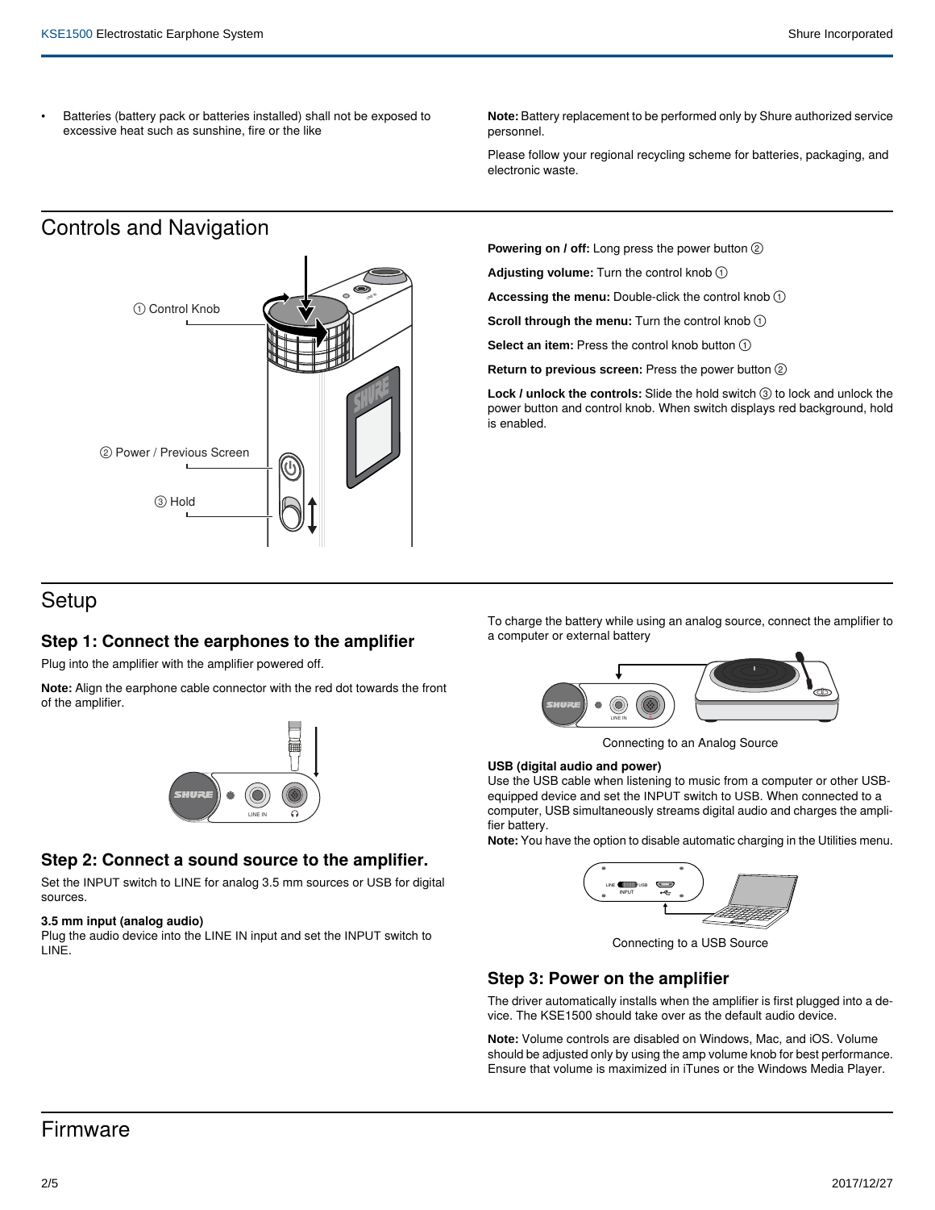- Batteries (battery pack or batteries installed) shall not be exposed to excessive heat such as sunshine, fire or the like

**Note:** Battery replacement to be performed only by Shure authorized service personnel.

Please follow your regional recycling scheme for batteries, packaging, and electronic waste.

## Controls and Navigation

① Control Knob

② Power / Previous Screen

③ Hold

**Powering on / off:** Long press the power button ②

**Adjusting volume:** Turn the control knob ①

**Accessing the menu:** Double-click the control knob ①

**Scroll through the menu:** Turn the control knob ①

**Select an item:** Press the control knob button ①

**Return to previous screen:** Press the power button ②

**Lock / unlock the controls:** Slide the hold switch ③ to lock and unlock the power button and control knob. When switch displays red background, hold is enabled.

## Setup

### Step 1: Connect the earphones to the amplifier

Plug into the amplifier with the amplifier powered off.

**Note:** Align the earphone cable connector with the red dot towards the front of the amplifier.

### Step 2: Connect a sound source to the amplifier.

Set the INPUT switch to LINE for analog 3.5 mm sources or USB for digital sources.

**3.5 mm input (analog audio)**
Plug the audio device into the LINE IN input and set the INPUT switch to LINE.

To charge the battery while using an analog source, connect the amplifier to a computer or external battery

Connecting to an Analog Source

**USB (digital audio and power)**
Use the USB cable when listening to music from a computer or other USB-equipped device and set the INPUT switch to USB. When connected to a computer, USB simultaneously streams digital audio and charges the amplifier battery.
**Note:** You have the option to disable automatic charging in the Utilities menu.

Connecting to a USB Source

### Step 3: Power on the amplifier

The driver automatically installs when the amplifier is first plugged into a device. The KSE1500 should take over as the default audio device.

**Note:** Volume controls are disabled on Windows, Mac, and iOS. Volume should be adjusted only by using the amp volume knob for best performance. Ensure that volume is maximized in iTunes or the Windows Media Player.

## Firmware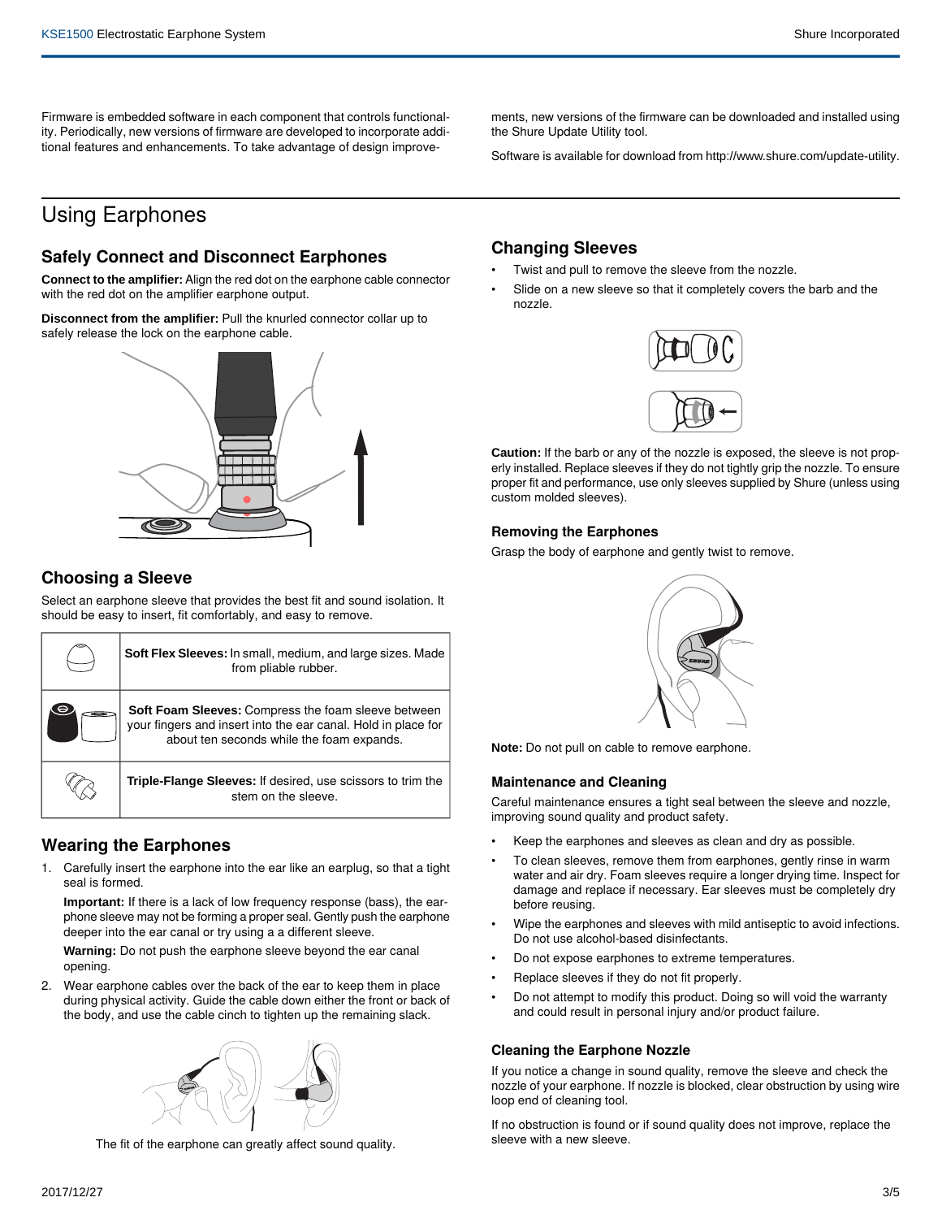Firmware is embedded software in each component that controls functionality. Periodically, new versions of firmware are developed to incorporate additional features and enhancements. To take advantage of design improvements, new versions of the firmware can be downloaded and installed using the Shure Update Utility tool.

Software is available for download from http://www.shure.com/update-utility.

# Using Earphones

## Safely Connect and Disconnect Earphones

**Connect to the amplifier:** Align the red dot on the earphone cable connector with the red dot on the amplifier earphone output.

**Disconnect from the amplifier:** Pull the knurled connector collar up to safely release the lock on the earphone cable.

## Choosing a Sleeve

Select an earphone sleeve that provides the best fit and sound isolation. It should be easy to insert, fit comfortably, and easy to remove.

| | |
|---|---|
| | **Soft Flex Sleeves:** In small, medium, and large sizes. Made from pliable rubber. |
| | **Soft Foam Sleeves:** Compress the foam sleeve between your fingers and insert into the ear canal. Hold in place for about ten seconds while the foam expands. |
| | **Triple-Flange Sleeves:** If desired, use scissors to trim the stem on the sleeve. |

## Wearing the Earphones

1. Carefully insert the earphone into the ear like an earplug, so that a tight seal is formed.

   **Important:** If there is a lack of low frequency response (bass), the earphone sleeve may not be forming a proper seal. Gently push the earphone deeper into the ear canal or try using a a different sleeve.

   **Warning:** Do not push the earphone sleeve beyond the ear canal opening.

2. Wear earphone cables over the back of the ear to keep them in place during physical activity. Guide the cable down either the front or back of the body, and use the cable cinch to tighten up the remaining slack.

The fit of the earphone can greatly affect sound quality.

## Changing Sleeves

- Twist and pull to remove the sleeve from the nozzle.
- Slide on a new sleeve so that it completely covers the barb and the nozzle.

**Caution:** If the barb or any of the nozzle is exposed, the sleeve is not properly installed. Replace sleeves if they do not tightly grip the nozzle. To ensure proper fit and performance, use only sleeves supplied by Shure (unless using custom molded sleeves).

### Removing the Earphones

Grasp the body of earphone and gently twist to remove.

**Note:** Do not pull on cable to remove earphone.

### Maintenance and Cleaning

Careful maintenance ensures a tight seal between the sleeve and nozzle, improving sound quality and product safety.

- Keep the earphones and sleeves as clean and dry as possible.
- To clean sleeves, remove them from earphones, gently rinse in warm water and air dry. Foam sleeves require a longer drying time. Inspect for damage and replace if necessary. Ear sleeves must be completely dry before reusing.
- Wipe the earphones and sleeves with mild antiseptic to avoid infections. Do not use alcohol-based disinfectants.
- Do not expose earphones to extreme temperatures.
- Replace sleeves if they do not fit properly.
- Do not attempt to modify this product. Doing so will void the warranty and could result in personal injury and/or product failure.

### Cleaning the Earphone Nozzle

If you notice a change in sound quality, remove the sleeve and check the nozzle of your earphone. If nozzle is blocked, clear obstruction by using wire loop end of cleaning tool.

If no obstruction is found or if sound quality does not improve, replace the sleeve with a new sleeve.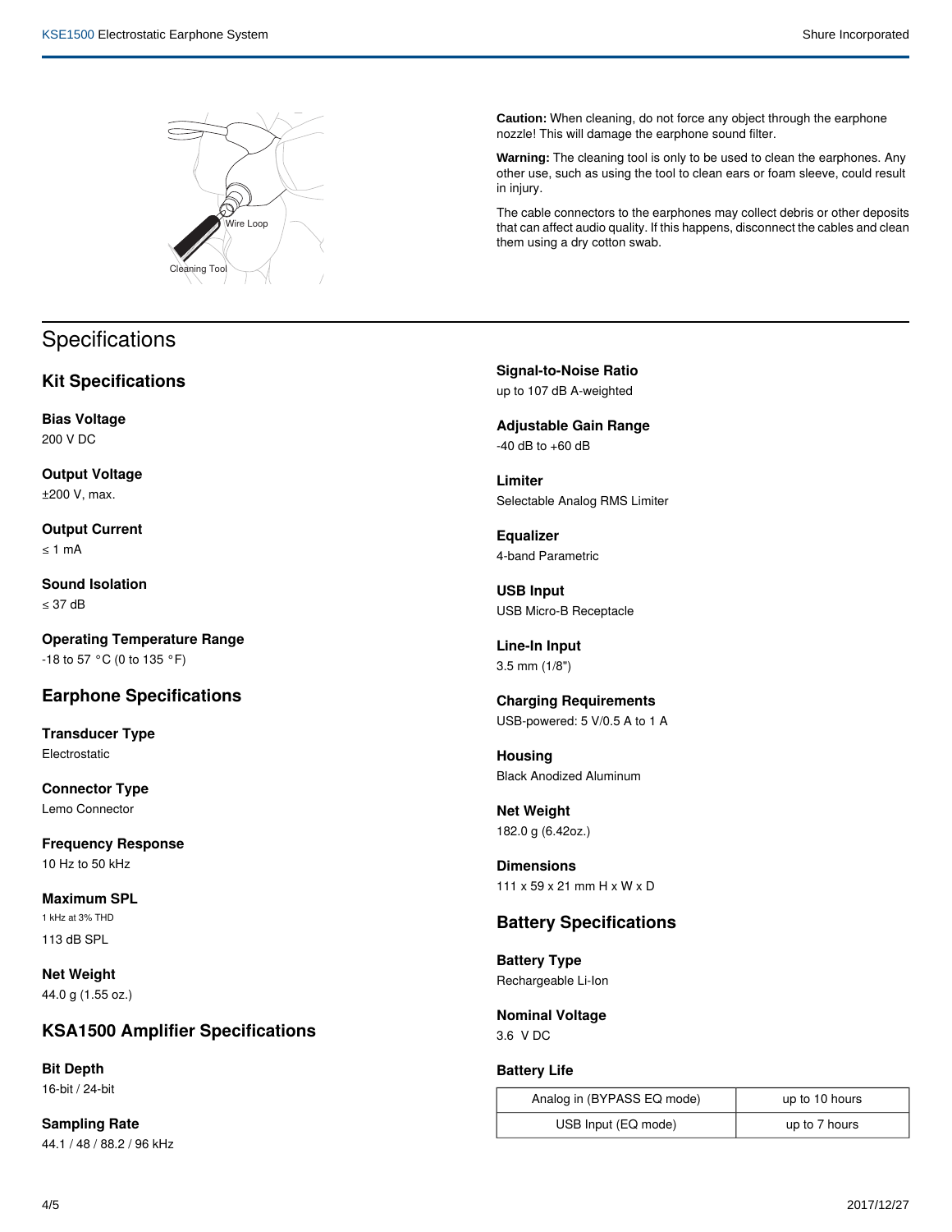Wire Loop

Cleaning Tool

**Caution:** When cleaning, do not force any object through the earphone nozzle! This will damage the earphone sound filter.

**Warning:** The cleaning tool is only to be used to clean the earphones. Any other use, such as using the tool to clean ears or foam sleeve, could result in injury.

The cable connectors to the earphones may collect debris or other deposits that can affect audio quality. If this happens, disconnect the cables and clean them using a dry cotton swab.

# Specifications

## Kit Specifications

**Bias Voltage**
200 V DC

**Output Voltage**
±200 V, max.

**Output Current**
≤ 1 mA

**Sound Isolation**
≤ 37 dB

**Operating Temperature Range**
-18 to 57 °C (0 to 135 °F)

## Earphone Specifications

**Transducer Type**
Electrostatic

**Connector Type**
Lemo Connector

**Frequency Response**
10 Hz to 50 kHz

**Maximum SPL**
1 kHz at 3% THD
113 dB SPL

**Net Weight**
44.0 g (1.55 oz.)

## KSA1500 Amplifier Specifications

**Bit Depth**
16-bit / 24-bit

**Sampling Rate**
44.1 / 48 / 88.2 / 96 kHz

**Signal-to-Noise Ratio**
up to 107 dB A-weighted

**Adjustable Gain Range**
-40 dB to +60 dB

**Limiter**
Selectable Analog RMS Limiter

**Equalizer**
4-band Parametric

**USB Input**
USB Micro-B Receptacle

**Line-In Input**
3.5 mm (1/8")

**Charging Requirements**
USB-powered: 5 V/0.5 A to 1 A

**Housing**
Black Anodized Aluminum

**Net Weight**
182.0 g (6.42oz.)

**Dimensions**
111 x 59 x 21 mm H x W x D

## Battery Specifications

**Battery Type**
Rechargeable Li-Ion

**Nominal Voltage**
3.6 V DC

**Battery Life**

| | |
|---|---|
| Analog in (BYPASS EQ mode) | up to 10 hours |
| USB Input (EQ mode) | up to 7 hours |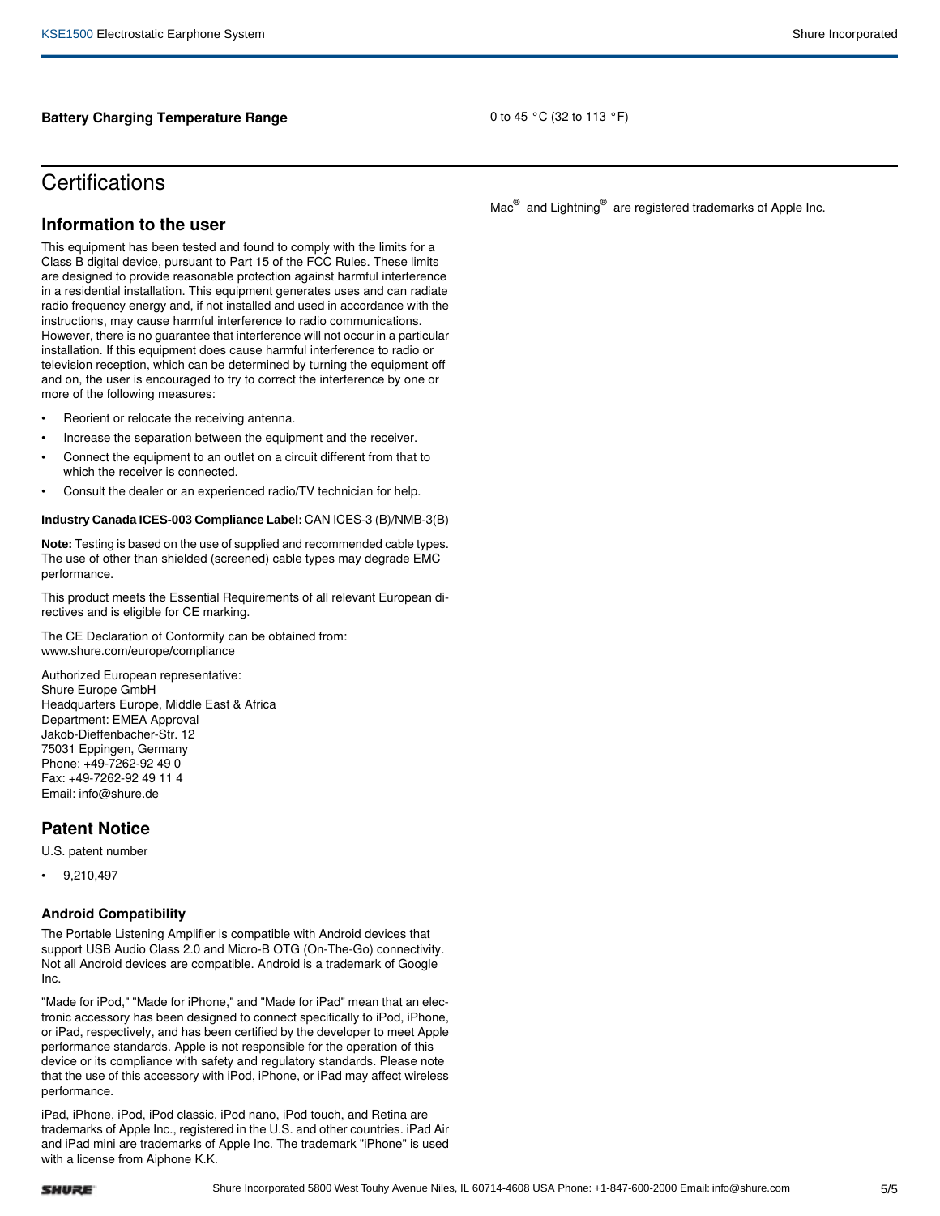**Battery Charging Temperature Range**

0 to 45 °C (32 to 113 °F)

## Certifications

### Information to the user

This equipment has been tested and found to comply with the limits for a Class B digital device, pursuant to Part 15 of the FCC Rules. These limits are designed to provide reasonable protection against harmful interference in a residential installation. This equipment generates uses and can radiate radio frequency energy and, if not installed and used in accordance with the instructions, may cause harmful interference to radio communications. However, there is no guarantee that interference will not occur in a particular installation. If this equipment does cause harmful interference to radio or television reception, which can be determined by turning the equipment off and on, the user is encouraged to try to correct the interference by one or more of the following measures:

- Reorient or relocate the receiving antenna.
- Increase the separation between the equipment and the receiver.
- Connect the equipment to an outlet on a circuit different from that to which the receiver is connected.
- Consult the dealer or an experienced radio/TV technician for help.

**Industry Canada ICES-003 Compliance Label:** CAN ICES-3 (B)/NMB-3(B)

**Note:** Testing is based on the use of supplied and recommended cable types. The use of other than shielded (screened) cable types may degrade EMC performance.

This product meets the Essential Requirements of all relevant European directives and is eligible for CE marking.

The CE Declaration of Conformity can be obtained from: www.shure.com/europe/compliance

Authorized European representative:
Shure Europe GmbH
Headquarters Europe, Middle East & Africa
Department: EMEA Approval
Jakob-Dieffenbacher-Str. 12
75031 Eppingen, Germany
Phone: +49-7262-92 49 0
Fax: +49-7262-92 49 11 4
Email: info@shure.de

### Patent Notice

U.S. patent number

- 9,210,497

#### Android Compatibility

The Portable Listening Amplifier is compatible with Android devices that support USB Audio Class 2.0 and Micro-B OTG (On-The-Go) connectivity. Not all Android devices are compatible. Android is a trademark of Google Inc.

"Made for iPod," "Made for iPhone," and "Made for iPad" mean that an electronic accessory has been designed to connect specifically to iPod, iPhone, or iPad, respectively, and has been certified by the developer to meet Apple performance standards. Apple is not responsible for the operation of this device or its compliance with safety and regulatory standards. Please note that the use of this accessory with iPod, iPhone, or iPad may affect wireless performance.

iPad, iPhone, iPod, iPod classic, iPod nano, iPod touch, and Retina are trademarks of Apple Inc., registered in the U.S. and other countries. iPad Air and iPad mini are trademarks of Apple Inc. The trademark "iPhone" is used with a license from Aiphone K.K.

Mac® and Lightning® are registered trademarks of Apple Inc.